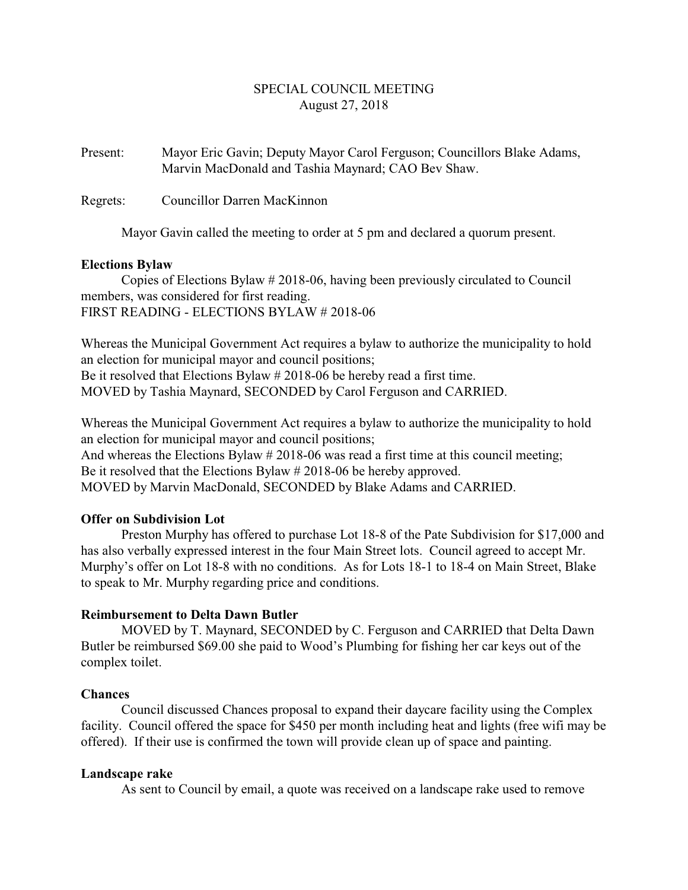# SPECIAL COUNCIL MEETING
August 27, 2018

Present: Mayor Eric Gavin; Deputy Mayor Carol Ferguson; Councillors Blake Adams, Marvin MacDonald and Tashia Maynard; CAO Bev Shaw.

Regrets: Councillor Darren MacKinnon

Mayor Gavin called the meeting to order at 5 pm and declared a quorum present.

**Elections Bylaw**

Copies of Elections Bylaw # 2018-06, having been previously circulated to Council members, was considered for first reading.
FIRST READING - ELECTIONS BYLAW # 2018-06

Whereas the Municipal Government Act requires a bylaw to authorize the municipality to hold an election for municipal mayor and council positions;
Be it resolved that Elections Bylaw # 2018-06 be hereby read a first time.
MOVED by Tashia Maynard, SECONDED by Carol Ferguson and CARRIED.

Whereas the Municipal Government Act requires a bylaw to authorize the municipality to hold an election for municipal mayor and council positions;
And whereas the Elections Bylaw # 2018-06 was read a first time at this council meeting;
Be it resolved that the Elections Bylaw # 2018-06 be hereby approved.
MOVED by Marvin MacDonald, SECONDED by Blake Adams and CARRIED.

**Offer on Subdivision Lot**

Preston Murphy has offered to purchase Lot 18-8 of the Pate Subdivision for $17,000 and has also verbally expressed interest in the four Main Street lots. Council agreed to accept Mr. Murphy's offer on Lot 18-8 with no conditions. As for Lots 18-1 to 18-4 on Main Street, Blake to speak to Mr. Murphy regarding price and conditions.

**Reimbursement to Delta Dawn Butler**

MOVED by T. Maynard, SECONDED by C. Ferguson and CARRIED that Delta Dawn Butler be reimbursed $69.00 she paid to Wood's Plumbing for fishing her car keys out of the complex toilet.

**Chances**

Council discussed Chances proposal to expand their daycare facility using the Complex facility. Council offered the space for $450 per month including heat and lights (free wifi may be offered). If their use is confirmed the town will provide clean up of space and painting.

**Landscape rake**

As sent to Council by email, a quote was received on a landscape rake used to remove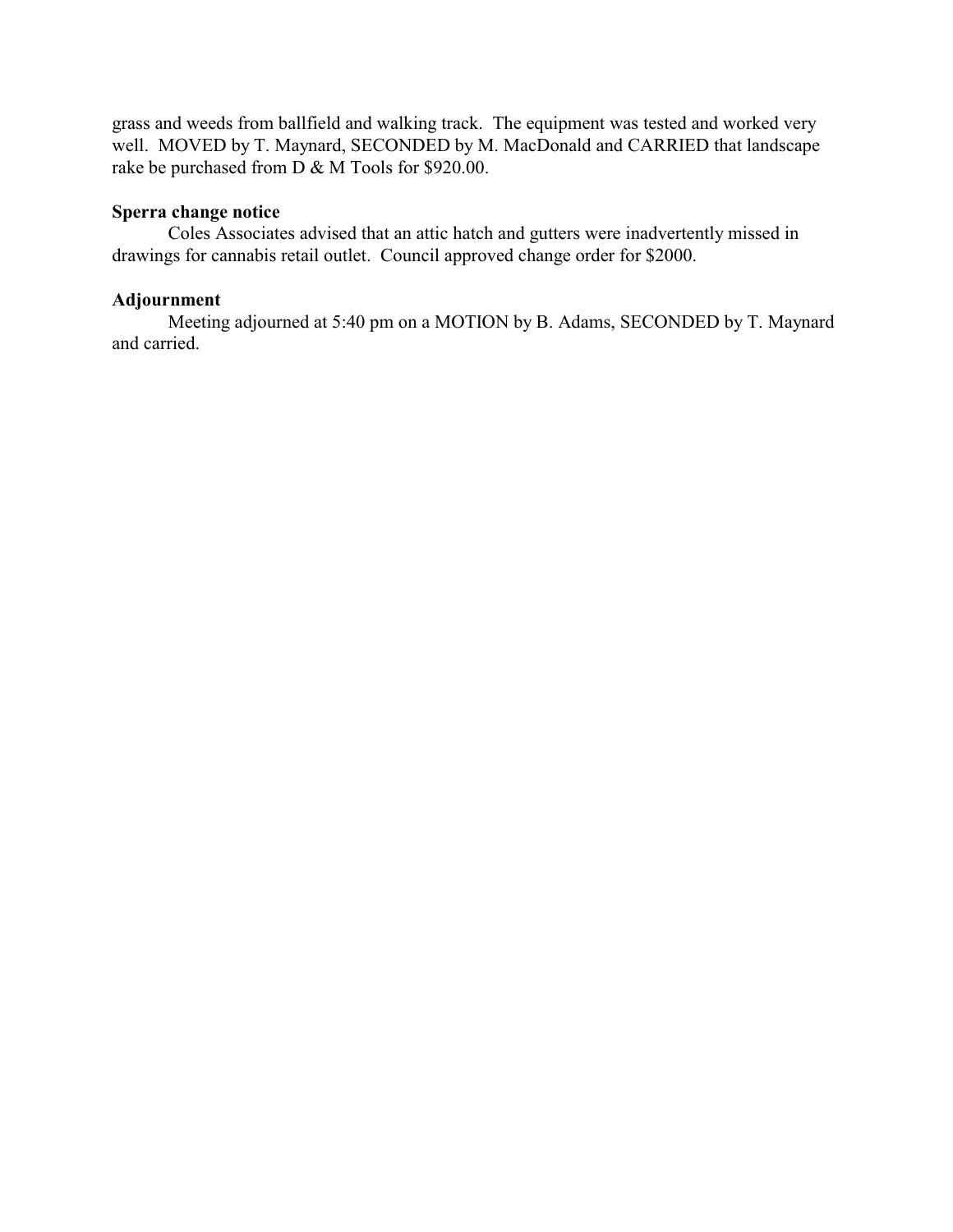grass and weeds from ballfield and walking track. The equipment was tested and worked very well. MOVED by T. Maynard, SECONDED by M. MacDonald and CARRIED that landscape rake be purchased from D & M Tools for $920.00.

**Sperra change notice**

Coles Associates advised that an attic hatch and gutters were inadvertently missed in drawings for cannabis retail outlet. Council approved change order for $2000.

**Adjournment**

Meeting adjourned at 5:40 pm on a MOTION by B. Adams, SECONDED by T. Maynard and carried.